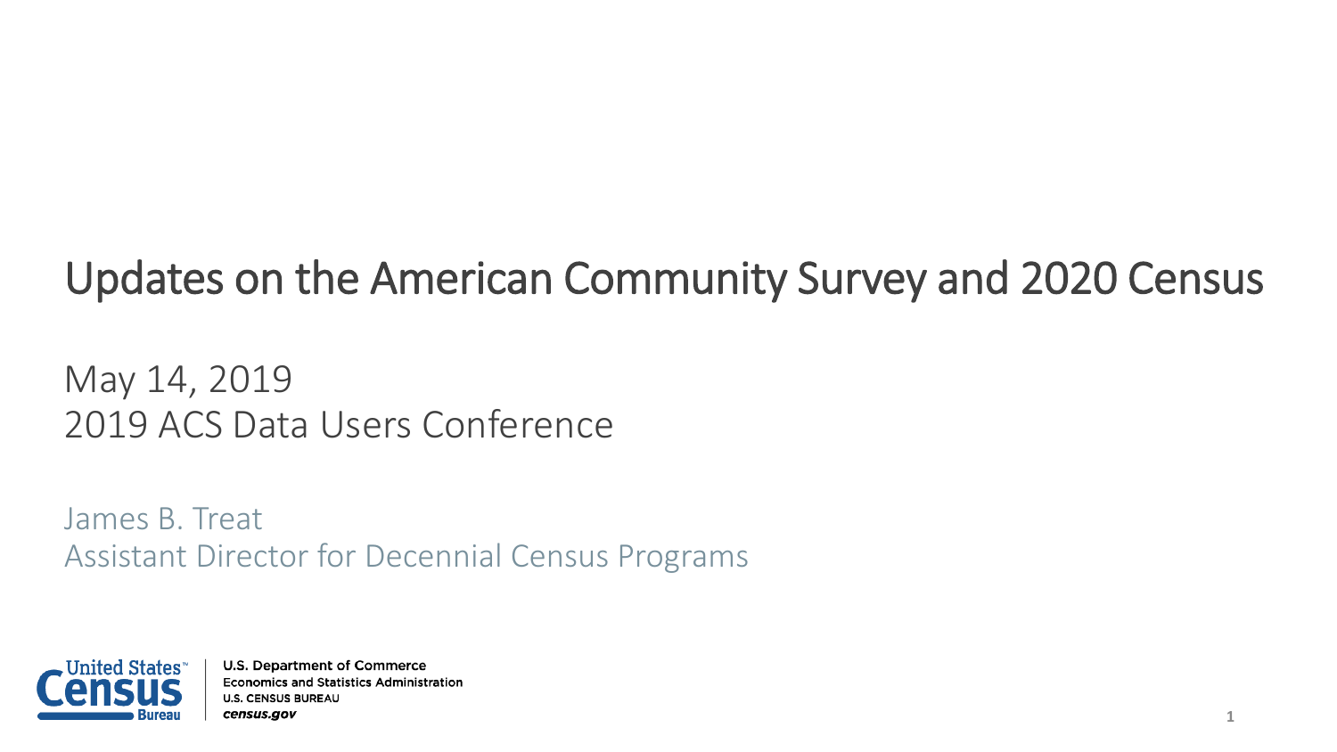# Updates on the American Community Survey and 2020 Census

May 14, 2019
2019 ACS Data Users Conference

James B. Treat
Assistant Director for Decennial Census Programs

United States Census Bureau

U.S. Department of Commerce
Economics and Statistics Administration
U.S. CENSUS BUREAU
*census.gov*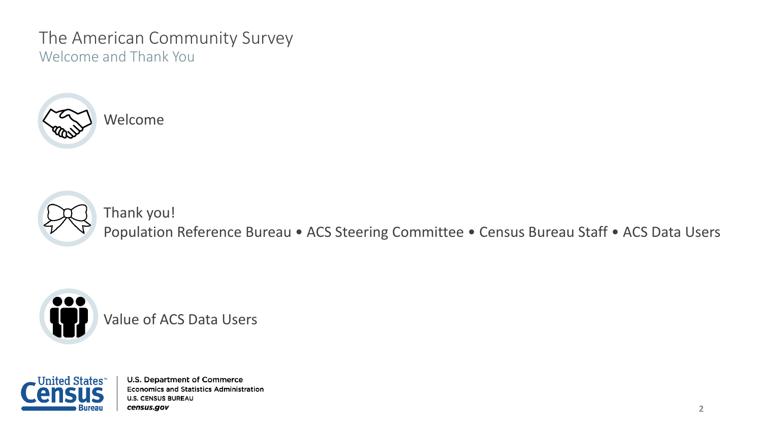# The American Community Survey

## Welcome and Thank You

Welcome

Thank you!
Population Reference Bureau • ACS Steering Committee • Census Bureau Staff • ACS Data Users

Value of ACS Data Users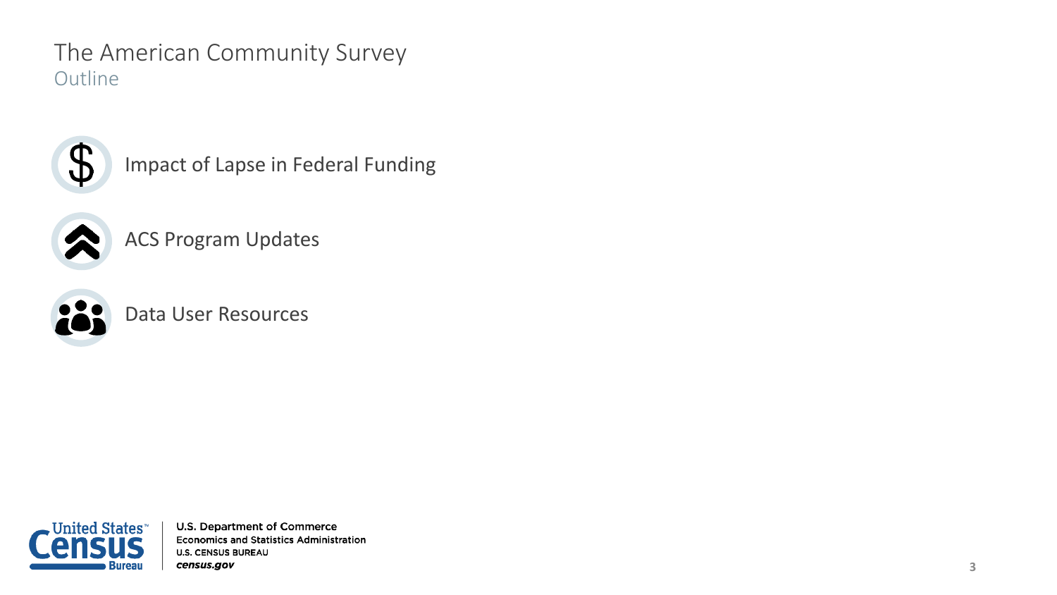# The American Community Survey

## Outline

- Impact of Lapse in Federal Funding
- ACS Program Updates
- Data User Resources

U.S. Department of Commerce
Economics and Statistics Administration
U.S. CENSUS BUREAU
*census.gov*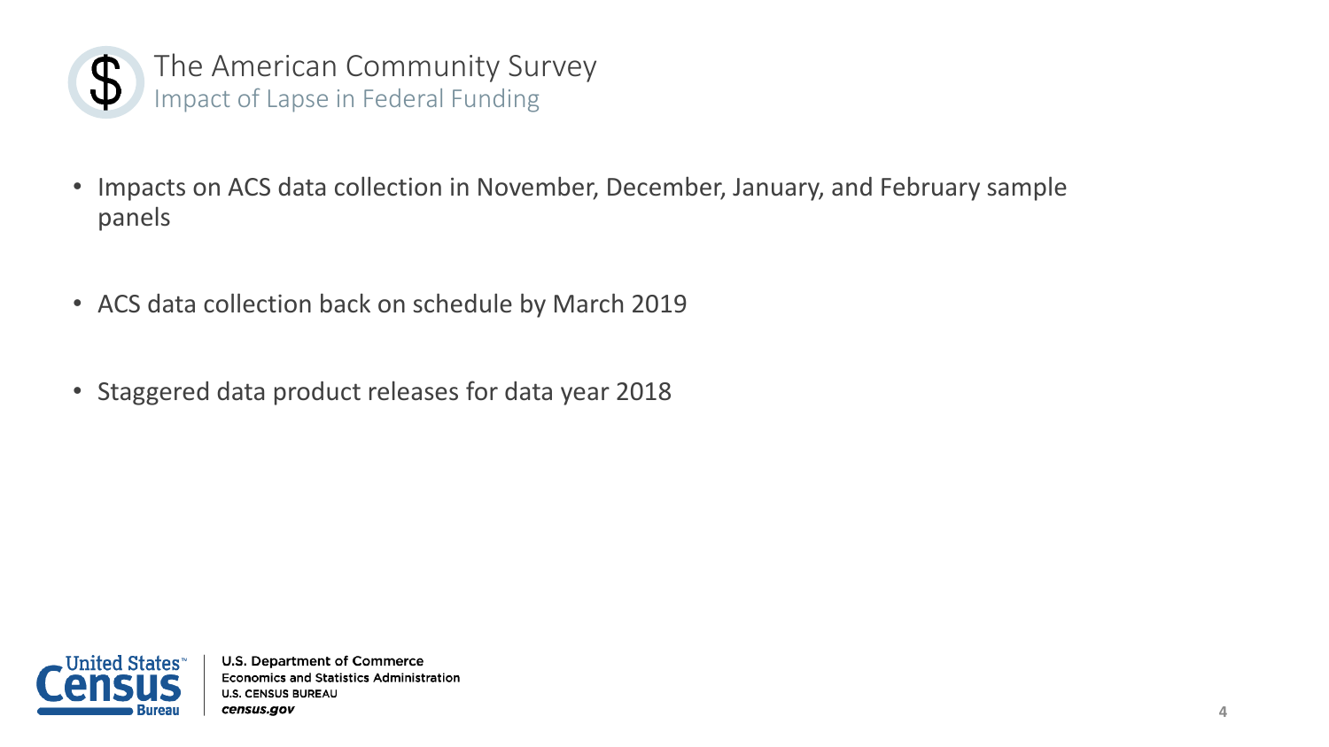# The American Community Survey

## Impact of Lapse in Federal Funding

- Impacts on ACS data collection in November, December, January, and February sample panels
- ACS data collection back on schedule by March 2019
- Staggered data product releases for data year 2018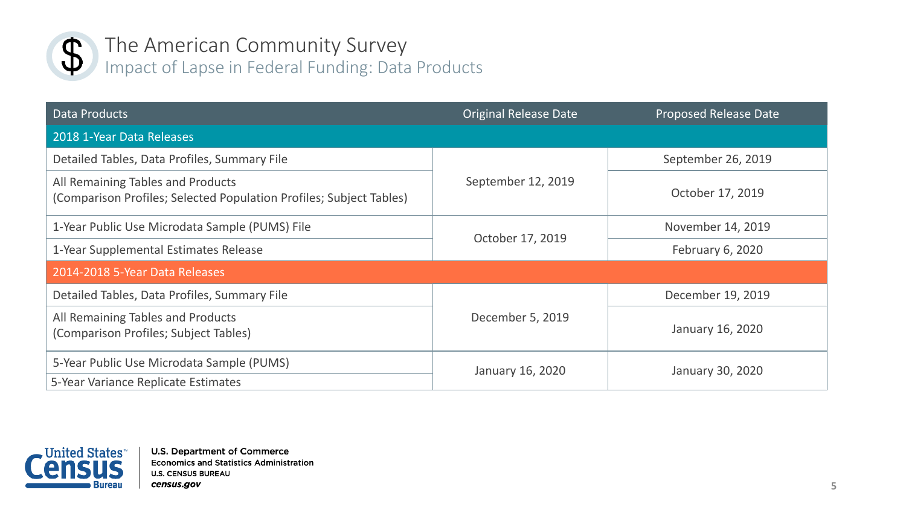# The American Community Survey

## Impact of Lapse in Federal Funding: Data Products

| Data Products | Original Release Date | Proposed Release Date |
|---|---|---|
| **2018 1-Year Data Releases** | | |
| Detailed Tables, Data Profiles, Summary File | September 12, 2019 | September 26, 2019 |
| All Remaining Tables and Products (Comparison Profiles; Selected Population Profiles; Subject Tables) | September 12, 2019 | October 17, 2019 |
| 1-Year Public Use Microdata Sample (PUMS) File | October 17, 2019 | November 14, 2019 |
| 1-Year Supplemental Estimates Release | October 17, 2019 | February 6, 2020 |
| **2014-2018 5-Year Data Releases** | | |
| Detailed Tables, Data Profiles, Summary File | December 5, 2019 | December 19, 2019 |
| All Remaining Tables and Products (Comparison Profiles; Subject Tables) | December 5, 2019 | January 16, 2020 |
| 5-Year Public Use Microdata Sample (PUMS) | January 16, 2020 | January 30, 2020 |
| 5-Year Variance Replicate Estimates | January 16, 2020 | January 30, 2020 |

U.S. Department of Commerce
Economics and Statistics Administration
U.S. CENSUS BUREAU
*census.gov*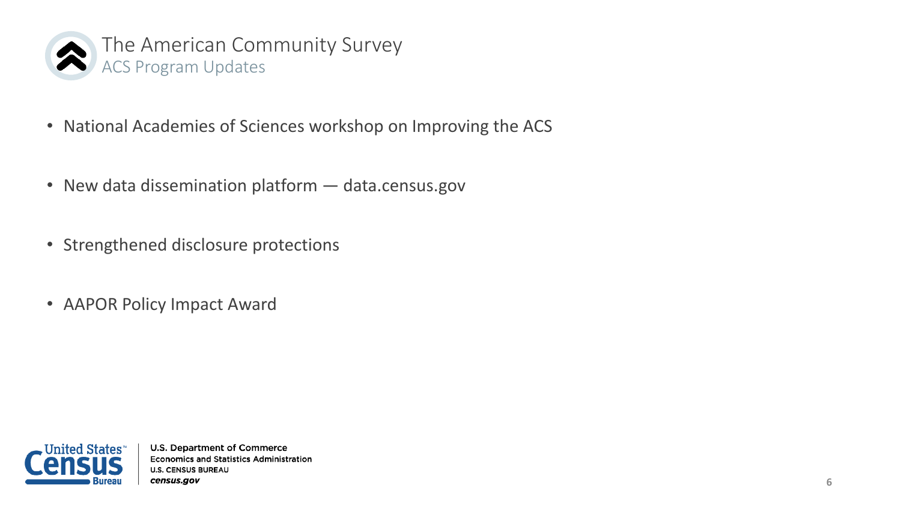# The American Community Survey

## ACS Program Updates

- National Academies of Sciences workshop on Improving the ACS
- New data dissemination platform — data.census.gov
- Strengthened disclosure protections
- AAPOR Policy Impact Award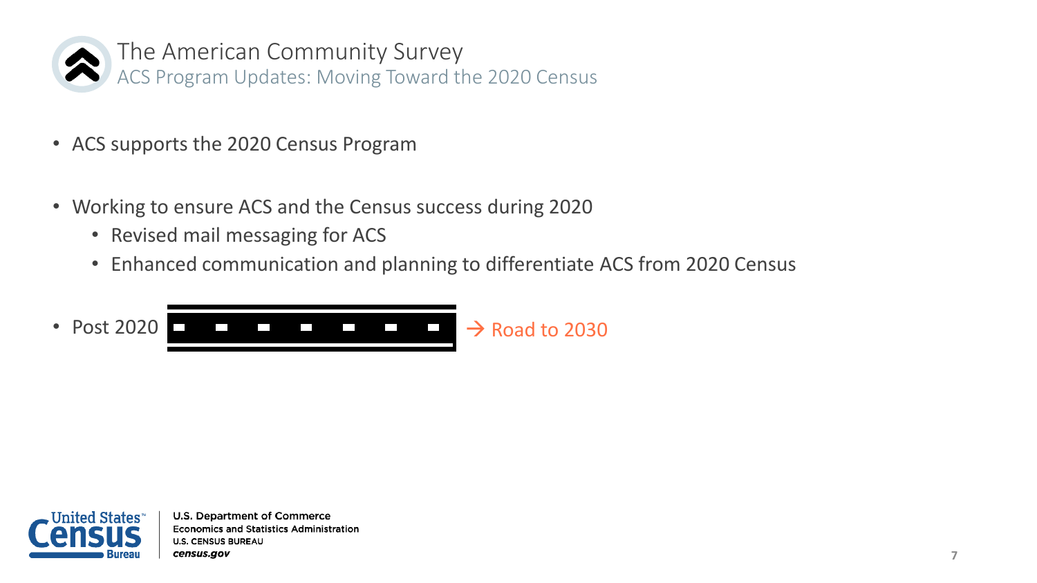# The American Community Survey

## ACS Program Updates: Moving Toward the 2020 Census

- ACS supports the 2020 Census Program
- Working to ensure ACS and the Census success during 2020
  - Revised mail messaging for ACS
  - Enhanced communication and planning to differentiate ACS from 2020 Census
- Post 2020 → Road to 2030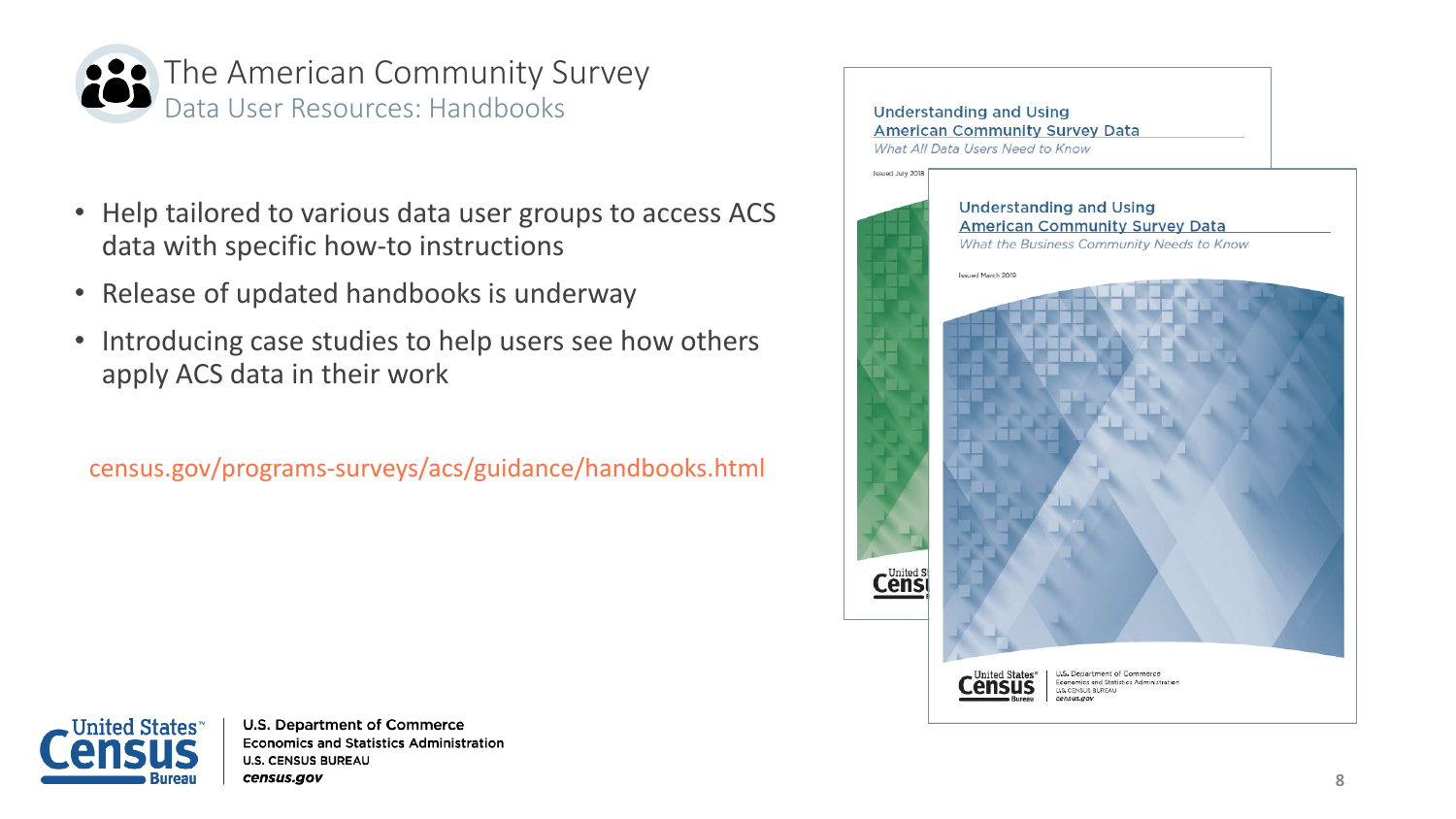# The American Community Survey

## Data User Resources: Handbooks

- Help tailored to various data user groups to access ACS data with specific how-to instructions
- Release of updated handbooks is underway
- Introducing case studies to help users see how others apply ACS data in their work

census.gov/programs-surveys/acs/guidance/handbooks.html

Understanding and Using American Community Survey Data
*What All Data Users Need to Know*
Issued July 2018

Understanding and Using American Community Survey Data
*What the Business Community Needs to Know*
Issued March 2019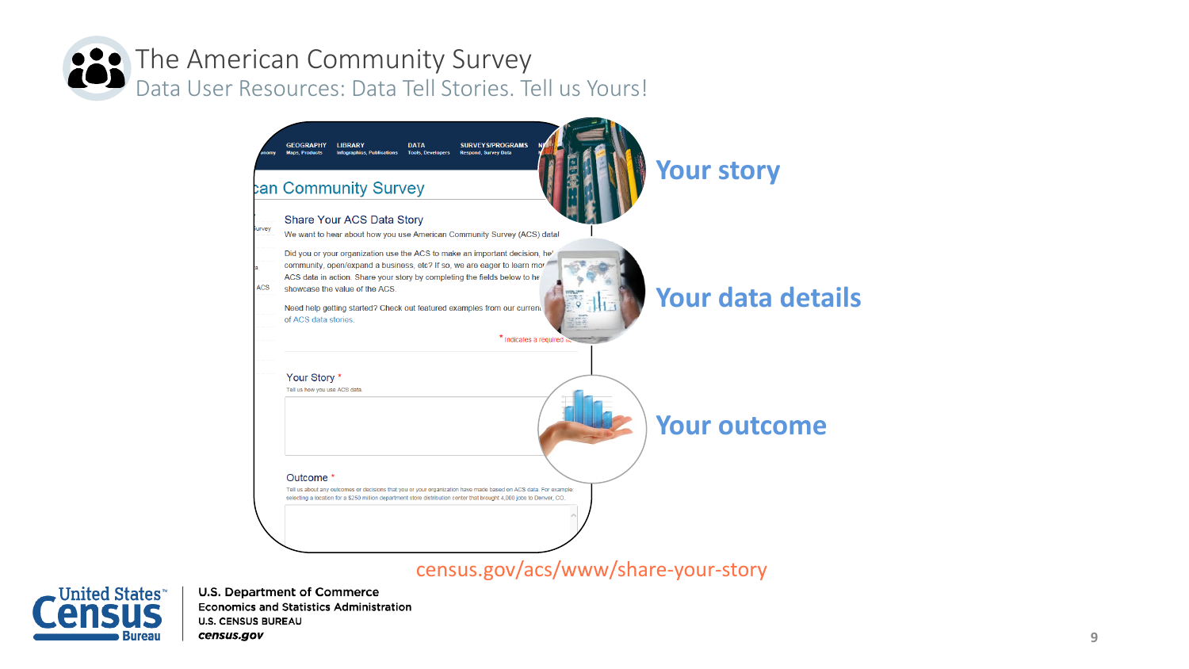# The American Community Survey

## Data User Resources: Data Tell Stories. Tell us Yours!

**Your story**

**Your data details**

**Your outcome**

census.gov/acs/www/share-your-story

U.S. Department of Commerce
Economics and Statistics Administration
U.S. CENSUS BUREAU
*census.gov*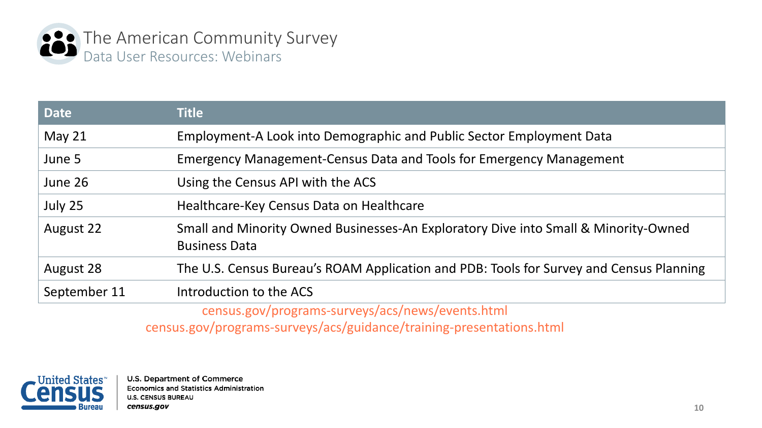# The American Community Survey

## Data User Resources: Webinars

| Date | Title |
| --- | --- |
| May 21 | Employment-A Look into Demographic and Public Sector Employment Data |
| June 5 | Emergency Management-Census Data and Tools for Emergency Management |
| June 26 | Using the Census API with the ACS |
| July 25 | Healthcare-Key Census Data on Healthcare |
| August 22 | Small and Minority Owned Businesses-An Exploratory Dive into Small & Minority-Owned Business Data |
| August 28 | The U.S. Census Bureau's ROAM Application and PDB: Tools for Survey and Census Planning |
| September 11 | Introduction to the ACS |

census.gov/programs-surveys/acs/news/events.html

census.gov/programs-surveys/acs/guidance/training-presentations.html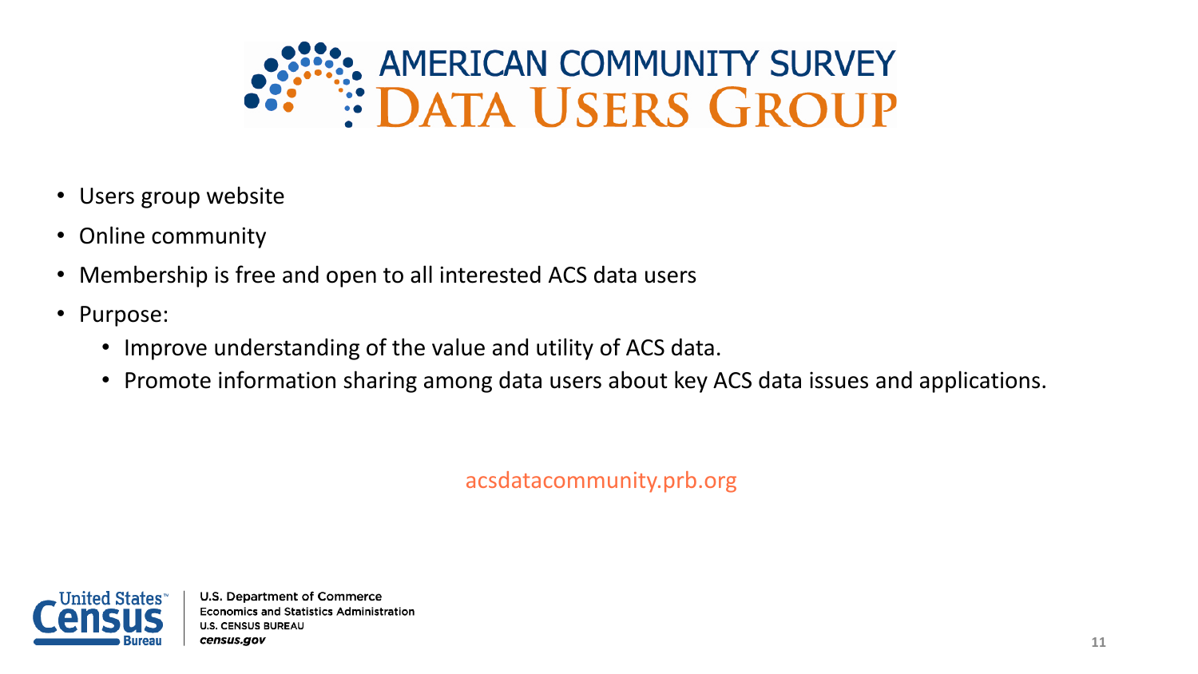# AMERICAN COMMUNITY SURVEY DATA USERS GROUP

- Users group website
- Online community
- Membership is free and open to all interested ACS data users
- Purpose:
  - Improve understanding of the value and utility of ACS data.
  - Promote information sharing among data users about key ACS data issues and applications.

acsdatacommunity.prb.org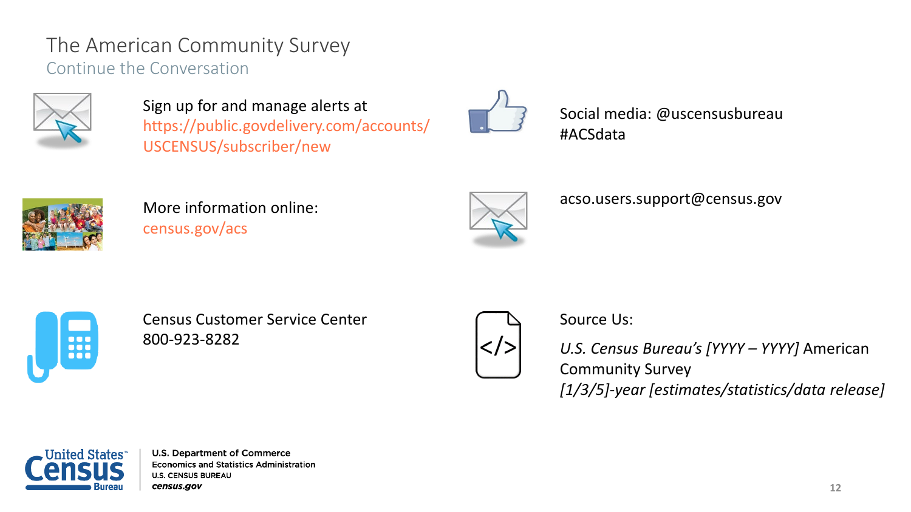# The American Community Survey

## Continue the Conversation

Sign up for and manage alerts at https://public.govdelivery.com/accounts/USCENSUS/subscriber/new

Social media: @uscensusbureau #ACSdata

More information online: census.gov/acs

acso.users.support@census.gov

Census Customer Service Center
800-923-8282

Source Us:

*U.S. Census Bureau's [YYYY – YYYY]* American Community Survey *[1/3/5]-year [estimates/statistics/data release]*

U.S. Department of Commerce
Economics and Statistics Administration
U.S. CENSUS BUREAU
*census.gov*